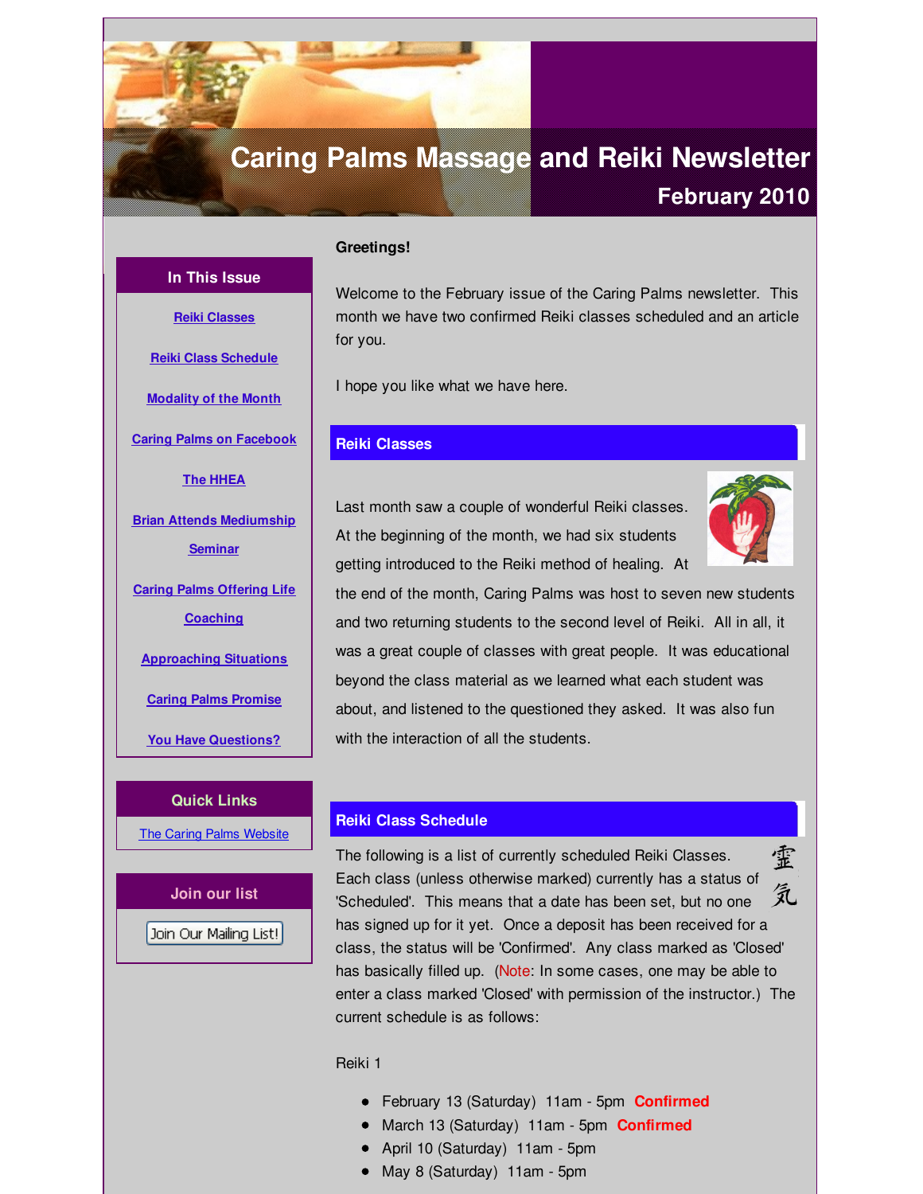# Caring Palms Massage and Reiki Newsletter

## February 2010

### In This Issue

- Reiki Classes
- Reiki Class Schedule
- Modality of the Month
- Caring Palms on Facebook
- The HHEA
- Brian Attends Mediumship Seminar
- Caring Palms Offering Life Coaching
- Approaching Situations
- Caring Palms Promise
- You Have Questions?

### Quick Links

The Caring Palms Website

### Join our list

Join Our Mailing List!

**Greetings!**

Welcome to the February issue of the Caring Palms newsletter. This month we have two confirmed Reiki classes scheduled and an article for you.

I hope you like what we have here.

## Reiki Classes

Last month saw a couple of wonderful Reiki classes. At the beginning of the month, we had six students getting introduced to the Reiki method of healing. At the end of the month, Caring Palms was host to seven new students and two returning students to the second level of Reiki. All in all, it was a great couple of classes with great people. It was educational beyond the class material as we learned what each student was about, and listened to the questioned they asked. It was also fun with the interaction of all the students.

## Reiki Class Schedule

霊気

The following is a list of currently scheduled Reiki Classes. Each class (unless otherwise marked) currently has a status of 'Scheduled'. This means that a date has been set, but no one has signed up for it yet. Once a deposit has been received for a class, the status will be 'Confirmed'. Any class marked as 'Closed' has basically filled up. (Note: In some cases, one may be able to enter a class marked 'Closed' with permission of the instructor.) The current schedule is as follows:

Reiki 1

- February 13 (Saturday) 11am - 5pm **Confirmed**
- March 13 (Saturday) 11am - 5pm **Confirmed**
- April 10 (Saturday) 11am - 5pm
- May 8 (Saturday) 11am - 5pm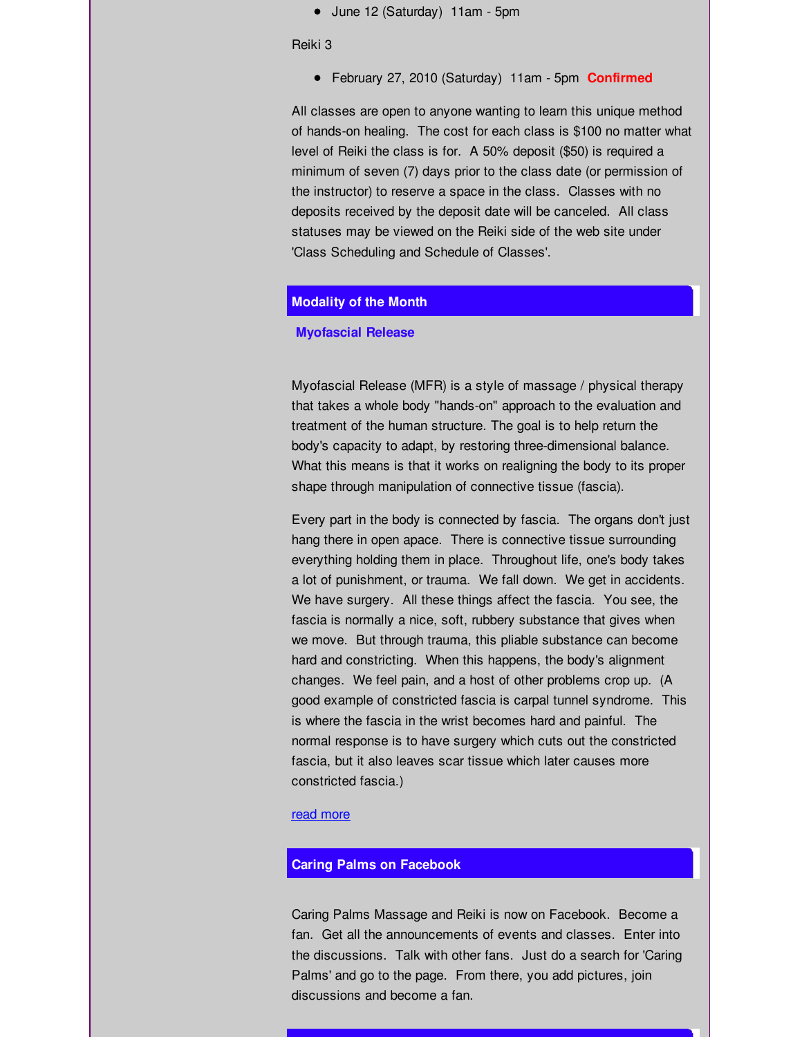- June 12 (Saturday)  11am - 5pm

Reiki 3

- February 27, 2010 (Saturday)  11am - 5pm  **Confirmed**

All classes are open to anyone wanting to learn this unique method of hands-on healing.  The cost for each class is $100 no matter what level of Reiki the class is for.  A 50% deposit ($50) is required a minimum of seven (7) days prior to the class date (or permission of the instructor) to reserve a space in the class.  Classes with no deposits received by the deposit date will be canceled.  All class statuses may be viewed on the Reiki side of the web site under 'Class Scheduling and Schedule of Classes'.

## Modality of the Month

### Myofascial Release

Myofascial Release (MFR) is a style of massage / physical therapy that takes a whole body "hands-on" approach to the evaluation and treatment of the human structure. The goal is to help return the body's capacity to adapt, by restoring three-dimensional balance. What this means is that it works on realigning the body to its proper shape through manipulation of connective tissue (fascia).

Every part in the body is connected by fascia.  The organs don't just hang there in open apace.  There is connective tissue surrounding everything holding them in place.  Throughout life, one's body takes a lot of punishment, or trauma.  We fall down.  We get in accidents. We have surgery.  All these things affect the fascia.  You see, the fascia is normally a nice, soft, rubbery substance that gives when we move.  But through trauma, this pliable substance can become hard and constricting.  When this happens, the body's alignment changes.  We feel pain, and a host of other problems crop up.  (A good example of constricted fascia is carpal tunnel syndrome.  This is where the fascia in the wrist becomes hard and painful.  The normal response is to have surgery which cuts out the constricted fascia, but it also leaves scar tissue which later causes more constricted fascia.)

read more

## Caring Palms on Facebook

Caring Palms Massage and Reiki is now on Facebook.  Become a fan.  Get all the announcements of events and classes.  Enter into the discussions.  Talk with other fans.  Just do a search for 'Caring Palms' and go to the page.  From there, you add pictures, join discussions and become a fan.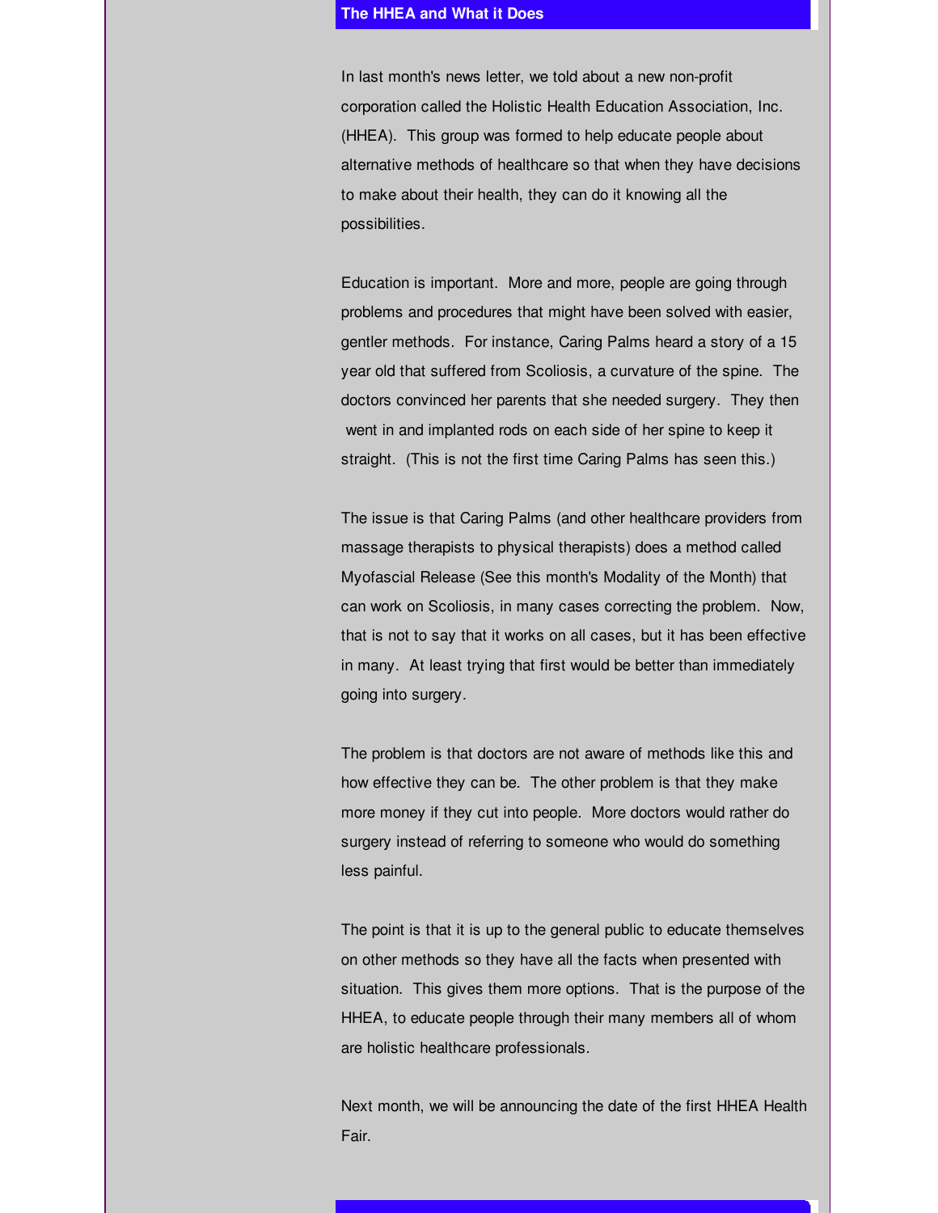## The HHEA and What it Does

In last month's news letter, we told about a new non-profit corporation called the Holistic Health Education Association, Inc. (HHEA). This group was formed to help educate people about alternative methods of healthcare so that when they have decisions to make about their health, they can do it knowing all the possibilities.

Education is important. More and more, people are going through problems and procedures that might have been solved with easier, gentler methods. For instance, Caring Palms heard a story of a 15 year old that suffered from Scoliosis, a curvature of the spine. The doctors convinced her parents that she needed surgery. They then went in and implanted rods on each side of her spine to keep it straight. (This is not the first time Caring Palms has seen this.)

The issue is that Caring Palms (and other healthcare providers from massage therapists to physical therapists) does a method called Myofascial Release (See this month's Modality of the Month) that can work on Scoliosis, in many cases correcting the problem. Now, that is not to say that it works on all cases, but it has been effective in many. At least trying that first would be better than immediately going into surgery.

The problem is that doctors are not aware of methods like this and how effective they can be. The other problem is that they make more money if they cut into people. More doctors would rather do surgery instead of referring to someone who would do something less painful.

The point is that it is up to the general public to educate themselves on other methods so they have all the facts when presented with situation. This gives them more options. That is the purpose of the HHEA, to educate people through their many members all of whom are holistic healthcare professionals.

Next month, we will be announcing the date of the first HHEA Health Fair.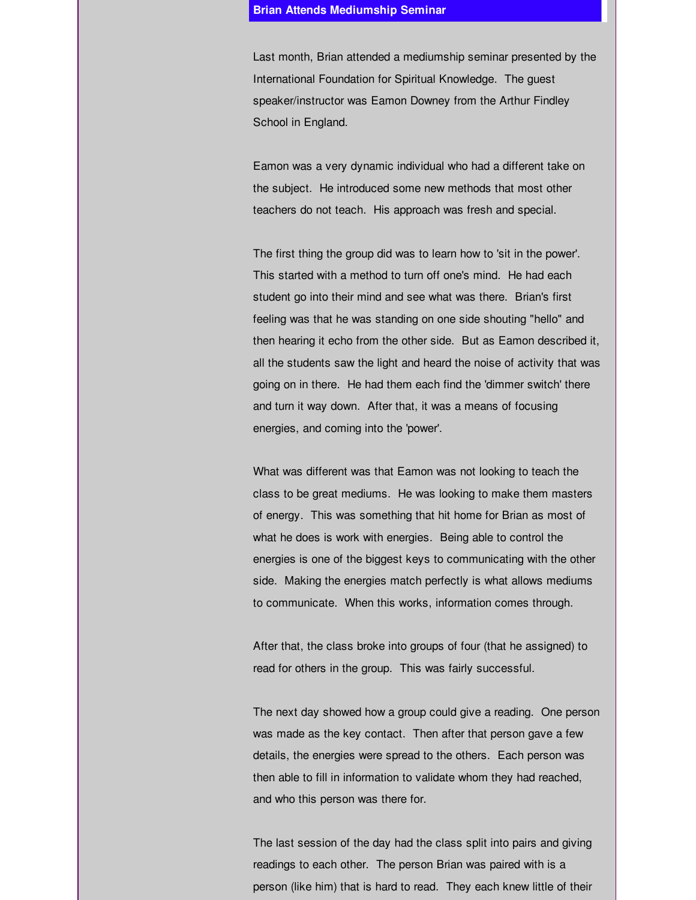## Brian Attends Mediumship Seminar

Last month, Brian attended a mediumship seminar presented by the International Foundation for Spiritual Knowledge. The guest speaker/instructor was Eamon Downey from the Arthur Findley School in England.

Eamon was a very dynamic individual who had a different take on the subject. He introduced some new methods that most other teachers do not teach. His approach was fresh and special.

The first thing the group did was to learn how to 'sit in the power'. This started with a method to turn off one's mind. He had each student go into their mind and see what was there. Brian's first feeling was that he was standing on one side shouting "hello" and then hearing it echo from the other side. But as Eamon described it, all the students saw the light and heard the noise of activity that was going on in there. He had them each find the 'dimmer switch' there and turn it way down. After that, it was a means of focusing energies, and coming into the 'power'.

What was different was that Eamon was not looking to teach the class to be great mediums. He was looking to make them masters of energy. This was something that hit home for Brian as most of what he does is work with energies. Being able to control the energies is one of the biggest keys to communicating with the other side. Making the energies match perfectly is what allows mediums to communicate. When this works, information comes through.

After that, the class broke into groups of four (that he assigned) to read for others in the group. This was fairly successful.

The next day showed how a group could give a reading. One person was made as the key contact. Then after that person gave a few details, the energies were spread to the others. Each person was then able to fill in information to validate whom they had reached, and who this person was there for.

The last session of the day had the class split into pairs and giving readings to each other. The person Brian was paired with is a person (like him) that is hard to read. They each knew little of their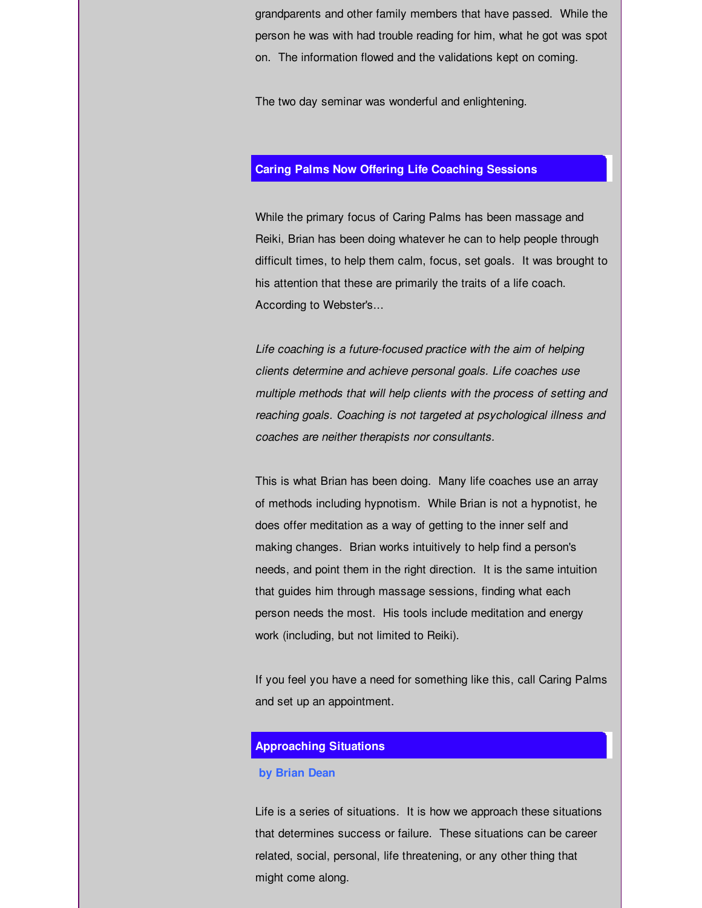grandparents and other family members that have passed. While the person he was with had trouble reading for him, what he got was spot on. The information flowed and the validations kept on coming.

The two day seminar was wonderful and enlightening.

## Caring Palms Now Offering Life Coaching Sessions

While the primary focus of Caring Palms has been massage and Reiki, Brian has been doing whatever he can to help people through difficult times, to help them calm, focus, set goals. It was brought to his attention that these are primarily the traits of a life coach. According to Webster's...

*Life coaching is a future-focused practice with the aim of helping clients determine and achieve personal goals. Life coaches use multiple methods that will help clients with the process of setting and reaching goals. Coaching is not targeted at psychological illness and coaches are neither therapists nor consultants.*

This is what Brian has been doing. Many life coaches use an array of methods including hypnotism. While Brian is not a hypnotist, he does offer meditation as a way of getting to the inner self and making changes. Brian works intuitively to help find a person's needs, and point them in the right direction. It is the same intuition that guides him through massage sessions, finding what each person needs the most. His tools include meditation and energy work (including, but not limited to Reiki).

If you feel you have a need for something like this, call Caring Palms and set up an appointment.

## Approaching Situations

**by Brian Dean**

Life is a series of situations. It is how we approach these situations that determines success or failure. These situations can be career related, social, personal, life threatening, or any other thing that might come along.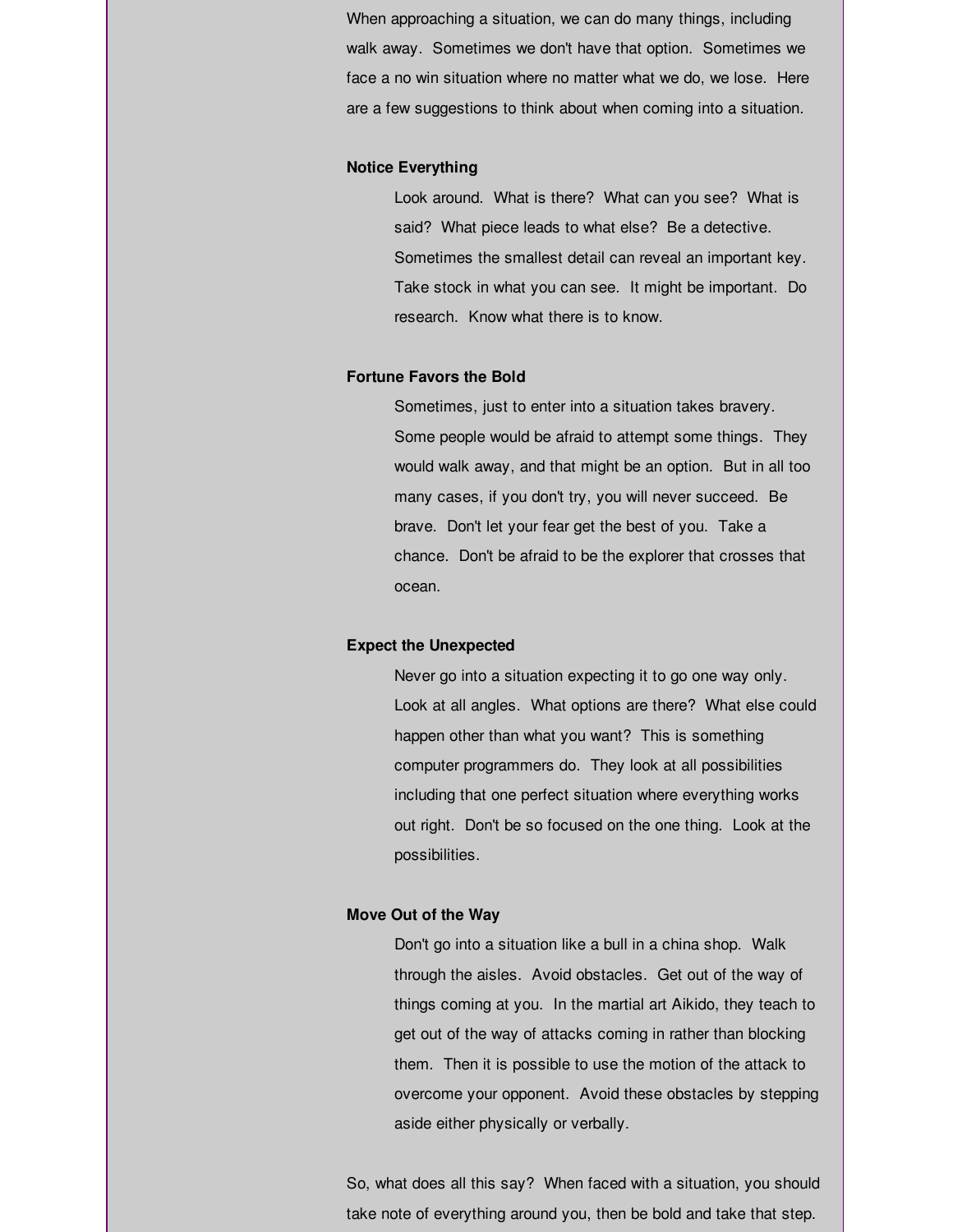When approaching a situation, we can do many things, including walk away. Sometimes we don't have that option. Sometimes we face a no win situation where no matter what we do, we lose. Here are a few suggestions to think about when coming into a situation.

**Notice Everything**

Look around. What is there? What can you see? What is said? What piece leads to what else? Be a detective. Sometimes the smallest detail can reveal an important key. Take stock in what you can see. It might be important. Do research. Know what there is to know.

**Fortune Favors the Bold**

Sometimes, just to enter into a situation takes bravery. Some people would be afraid to attempt some things. They would walk away, and that might be an option. But in all too many cases, if you don't try, you will never succeed. Be brave. Don't let your fear get the best of you. Take a chance. Don't be afraid to be the explorer that crosses that ocean.

**Expect the Unexpected**

Never go into a situation expecting it to go one way only. Look at all angles. What options are there? What else could happen other than what you want? This is something computer programmers do. They look at all possibilities including that one perfect situation where everything works out right. Don't be so focused on the one thing. Look at the possibilities.

**Move Out of the Way**

Don't go into a situation like a bull in a china shop. Walk through the aisles. Avoid obstacles. Get out of the way of things coming at you. In the martial art Aikido, they teach to get out of the way of attacks coming in rather than blocking them. Then it is possible to use the motion of the attack to overcome your opponent. Avoid these obstacles by stepping aside either physically or verbally.

So, what does all this say? When faced with a situation, you should take note of everything around you, then be bold and take that step.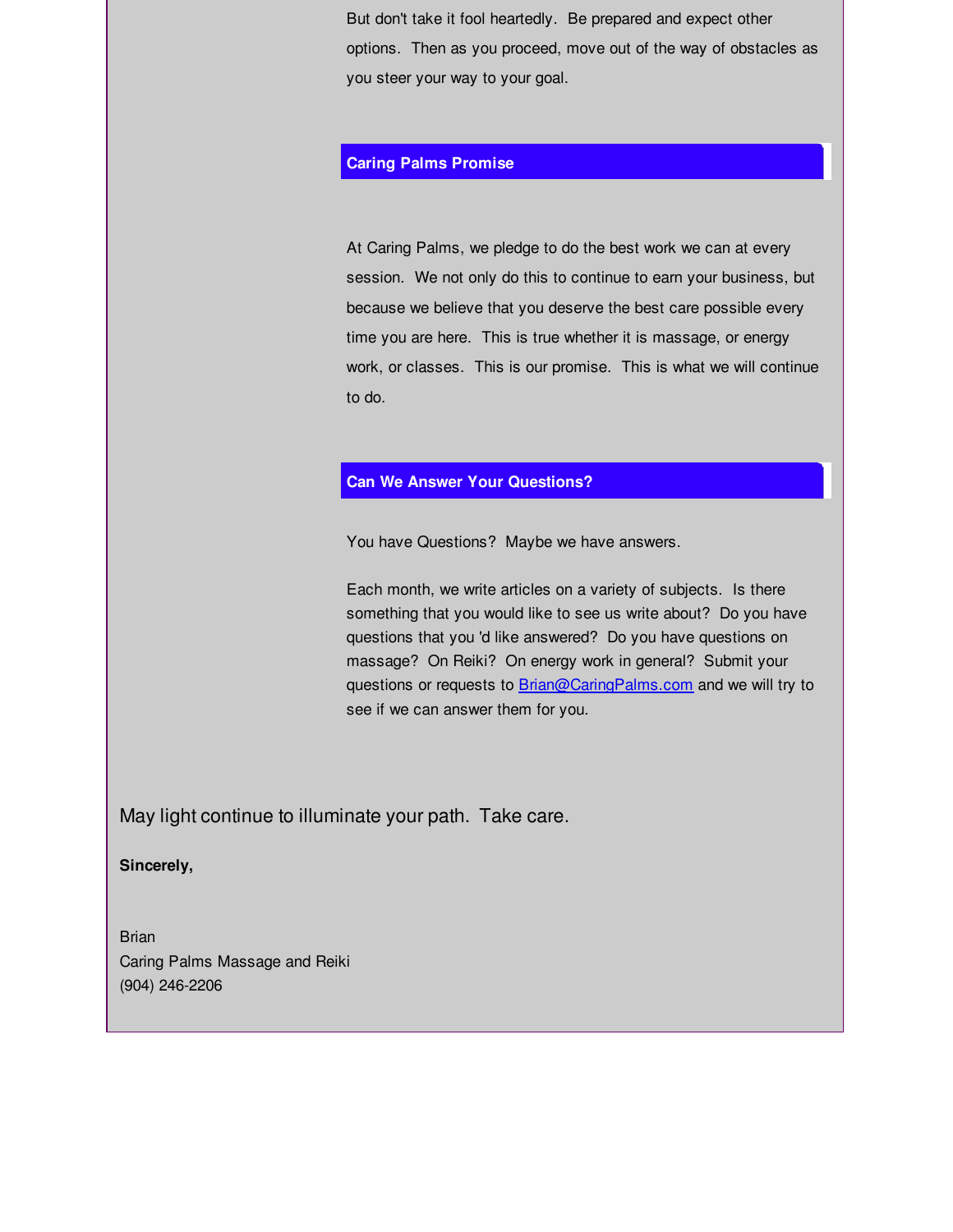But don't take it fool heartedly. Be prepared and expect other options. Then as you proceed, move out of the way of obstacles as you steer your way to your goal.

## Caring Palms Promise

At Caring Palms, we pledge to do the best work we can at every session. We not only do this to continue to earn your business, but because we believe that you deserve the best care possible every time you are here. This is true whether it is massage, or energy work, or classes. This is our promise. This is what we will continue to do.

## Can We Answer Your Questions?

You have Questions? Maybe we have answers.

Each month, we write articles on a variety of subjects. Is there something that you would like to see us write about? Do you have questions that you 'd like answered? Do you have questions on massage? On Reiki? On energy work in general? Submit your questions or requests to Brian@CaringPalms.com and we will try to see if we can answer them for you.

May light continue to illuminate your path. Take care.

**Sincerely,**

Brian
Caring Palms Massage and Reiki
(904) 246-2206